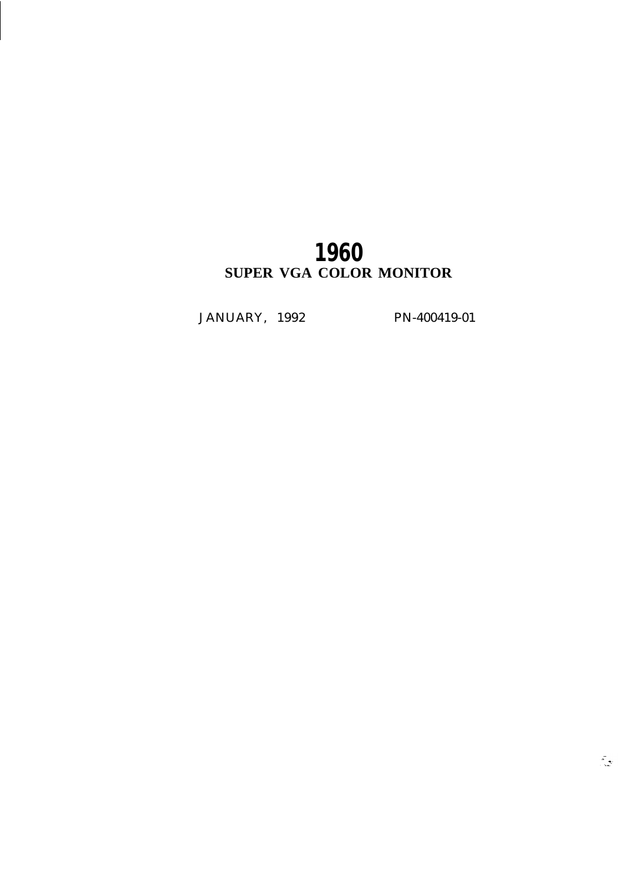# 1960
## SUPER VGA COLOR MONITOR

JANUARY, 1992 PN-400419-01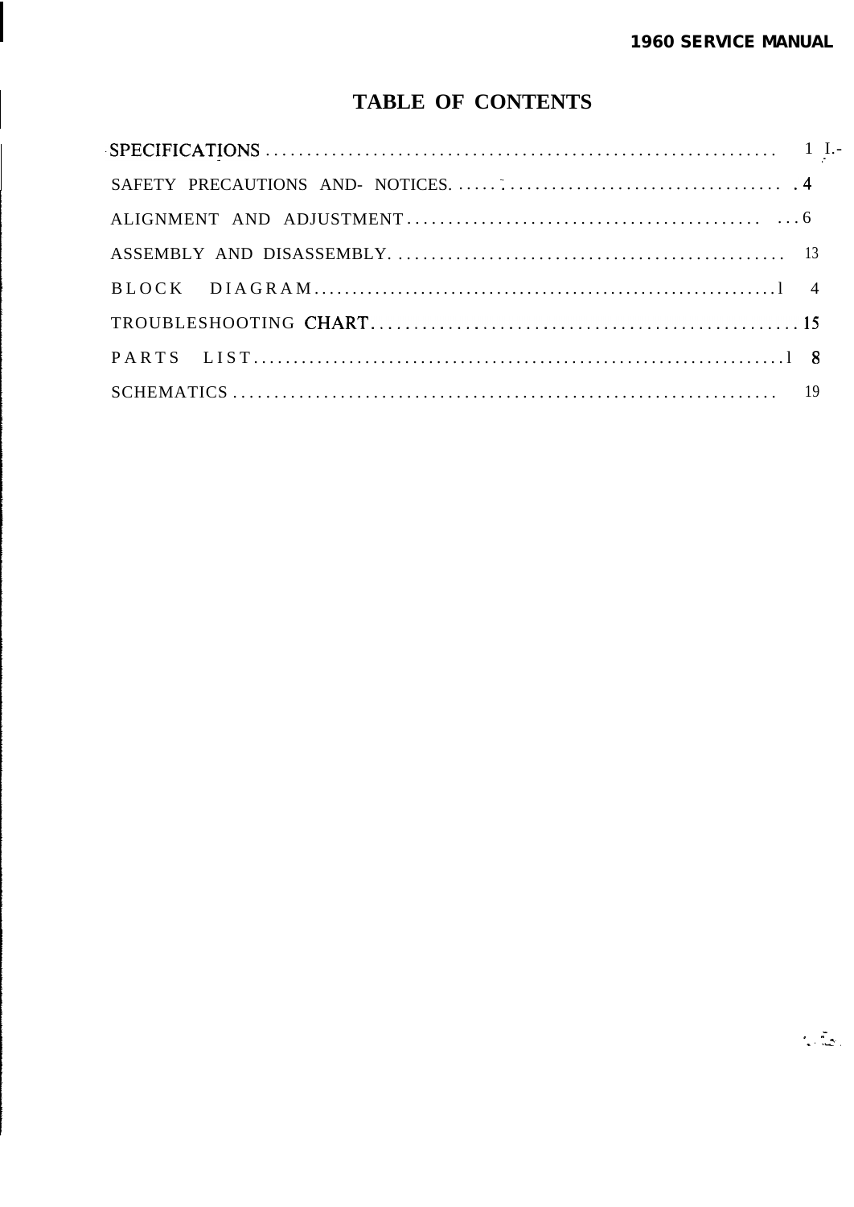# TABLE OF CONTENTS

| | |
|---|---|
| SPECIFICATIONS | 1 |
| SAFETY PRECAUTIONS AND NOTICES | 4 |
| ALIGNMENT AND ADJUSTMENT | 6 |
| ASSEMBLY AND DISASSEMBLY | 13 |
| BLOCK DIAGRAM | 14 |
| TROUBLESHOOTING CHART | 15 |
| PARTS LIST | 18 |
| SCHEMATICS | 19 |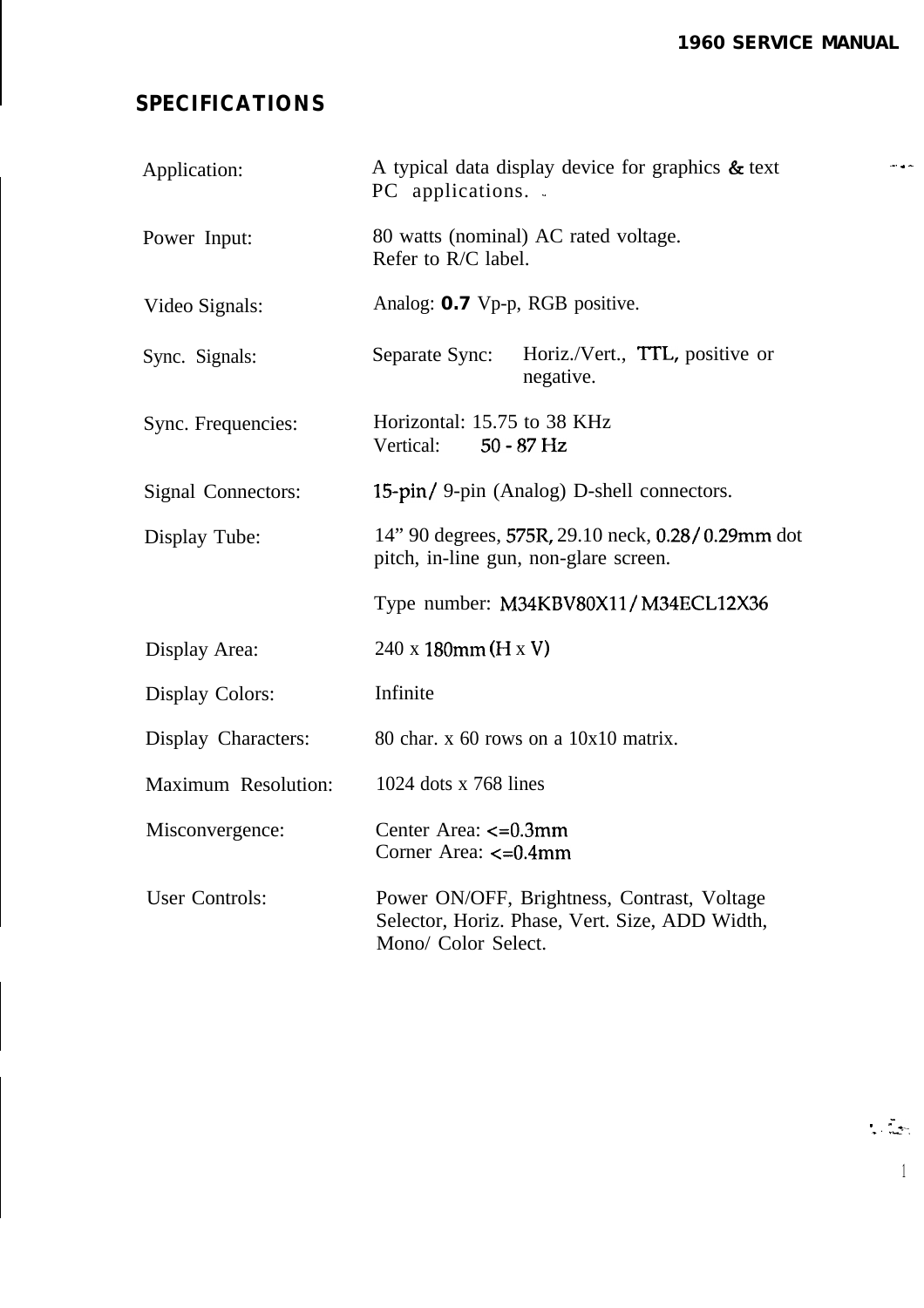## SPECIFICATIONS

| | |
|---|---|
| Application: | A typical data display device for graphics & text PC applications. |
| Power Input: | 80 watts (nominal) AC rated voltage. Refer to R/C label. |
| Video Signals: | Analog: **0.7** Vp-p, RGB positive. |
| Sync. Signals: | Separate Sync: Horiz./Vert., TTL, positive or negative. |
| Sync. Frequencies: | Horizontal: 15.75 to 38 KHz<br>Vertical: 50 - 87 Hz |
| Signal Connectors: | 15-pin/ 9-pin (Analog) D-shell connectors. |
| Display Tube: | 14" 90 degrees, 575R, 29.10 neck, 0.28/ 0.29mm dot pitch, in-line gun, non-glare screen.<br><br>Type number: M34KBV80X11/ M34ECL12X36 |
| Display Area: | 240 x 180mm (H x V) |
| Display Colors: | Infinite |
| Display Characters: | 80 char. x 60 rows on a 10x10 matrix. |
| Maximum Resolution: | 1024 dots x 768 lines |
| Misconvergence: | Center Area: <=0.3mm<br>Corner Area: <=0.4mm |
| User Controls: | Power ON/OFF, Brightness, Contrast, Voltage Selector, Horiz. Phase, Vert. Size, ADD Width, Mono/ Color Select. |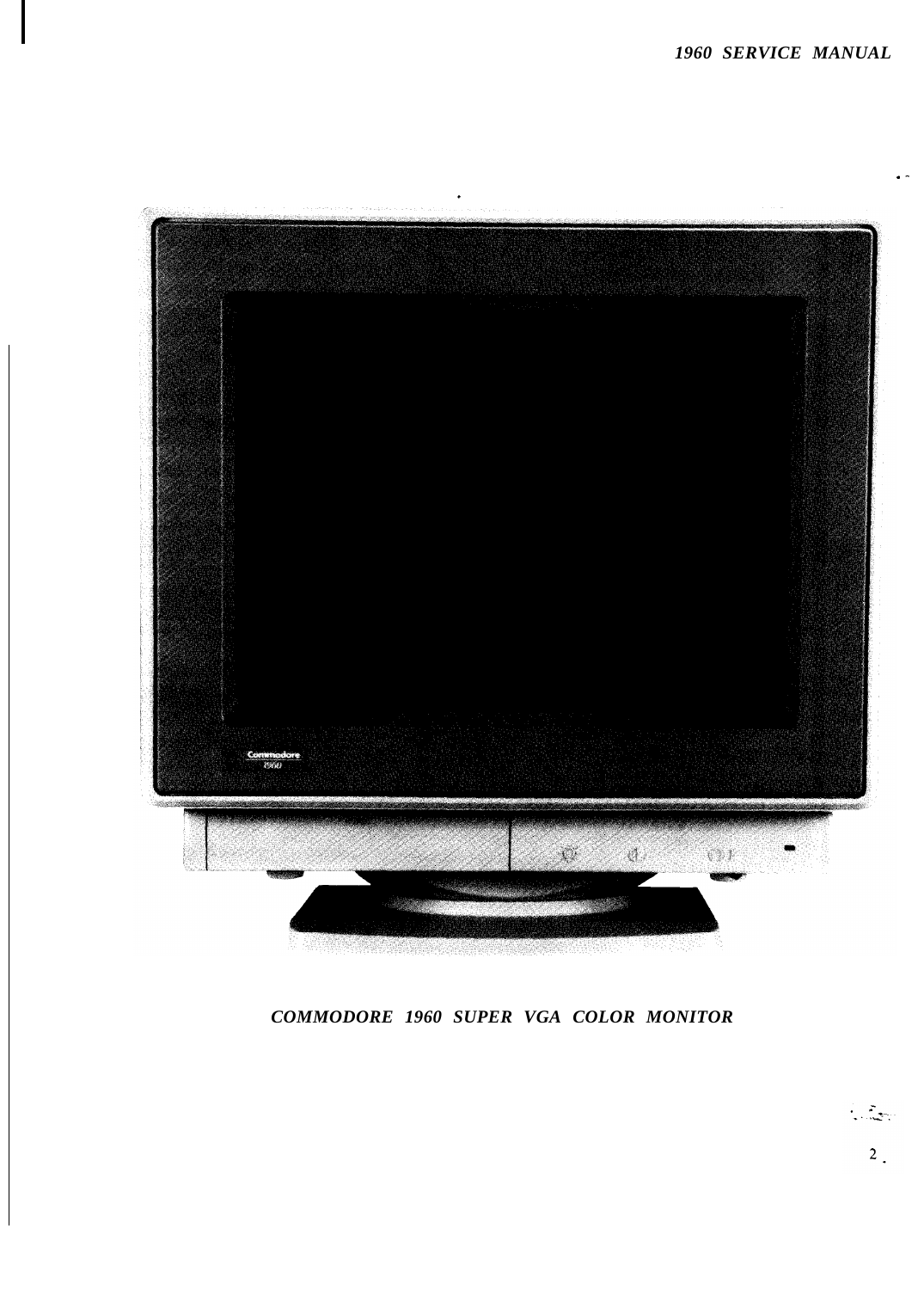COMMODORE 1960 SUPER VGA COLOR MONITOR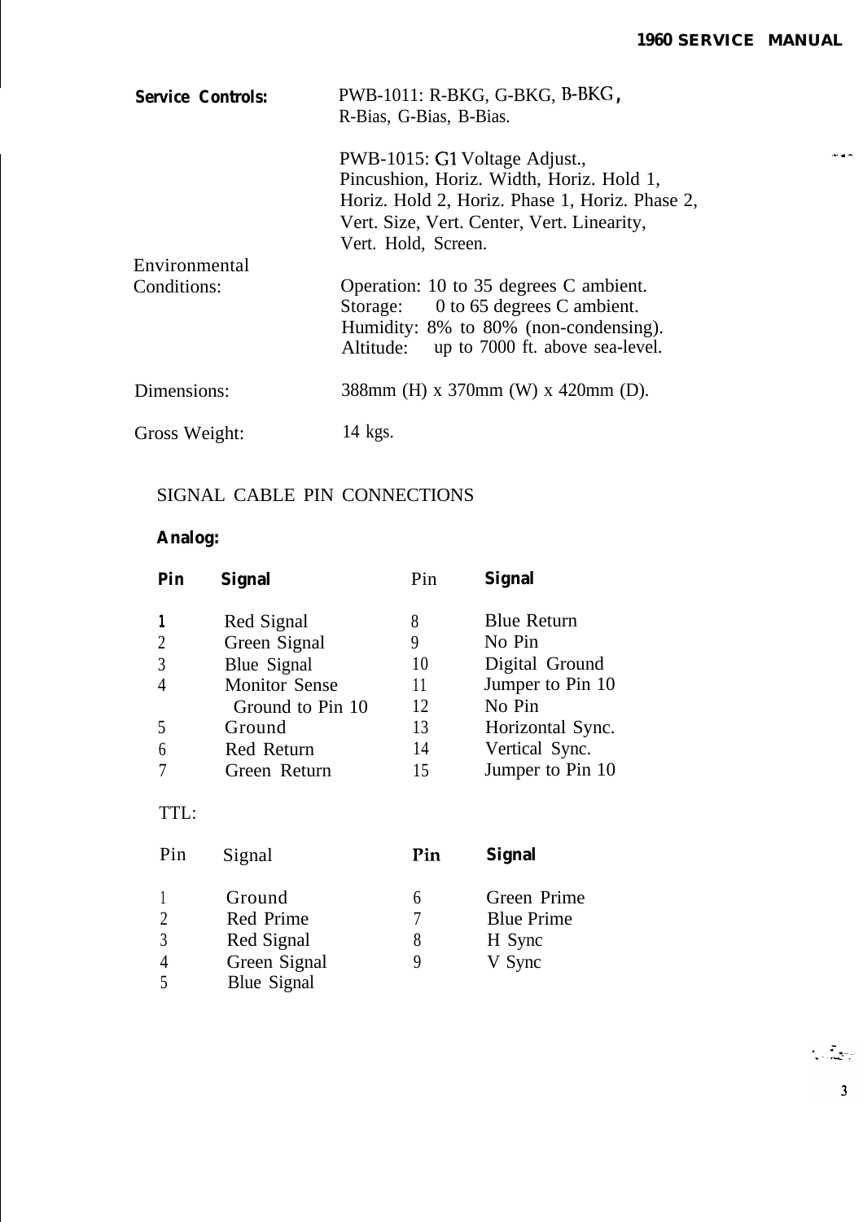**Service Controls:** PWB-1011: R-BKG, G-BKG, B-BKG, R-Bias, G-Bias, B-Bias.

PWB-1015: G1 Voltage Adjust., Pincushion, Horiz. Width, Horiz. Hold 1, Horiz. Hold 2, Horiz. Phase 1, Horiz. Phase 2, Vert. Size, Vert. Center, Vert. Linearity, Vert. Hold, Screen.

Environmental Conditions:
Operation: 10 to 35 degrees C ambient.
Storage: 0 to 65 degrees C ambient.
Humidity: 8% to 80% (non-condensing).
Altitude: up to 7000 ft. above sea-level.

Dimensions: 388mm (H) x 370mm (W) x 420mm (D).

Gross Weight: 14 kgs.

## SIGNAL CABLE PIN CONNECTIONS

**Analog:**

| Pin | Signal | Pin | Signal |
|---|---|---|---|
| 1 | Red Signal | 8 | Blue Return |
| 2 | Green Signal | 9 | No Pin |
| 3 | Blue Signal | 10 | Digital Ground |
| 4 | Monitor Sense Ground to Pin 10 | 11 | Jumper to Pin 10 |
| | | 12 | No Pin |
| 5 | Ground | 13 | Horizontal Sync. |
| 6 | Red Return | 14 | Vertical Sync. |
| 7 | Green Return | 15 | Jumper to Pin 10 |

TTL:

| Pin | Signal | Pin | Signal |
|---|---|---|---|
| 1 | Ground | 6 | Green Prime |
| 2 | Red Prime | 7 | Blue Prime |
| 3 | Red Signal | 8 | H Sync |
| 4 | Green Signal | 9 | V Sync |
| 5 | Blue Signal | | |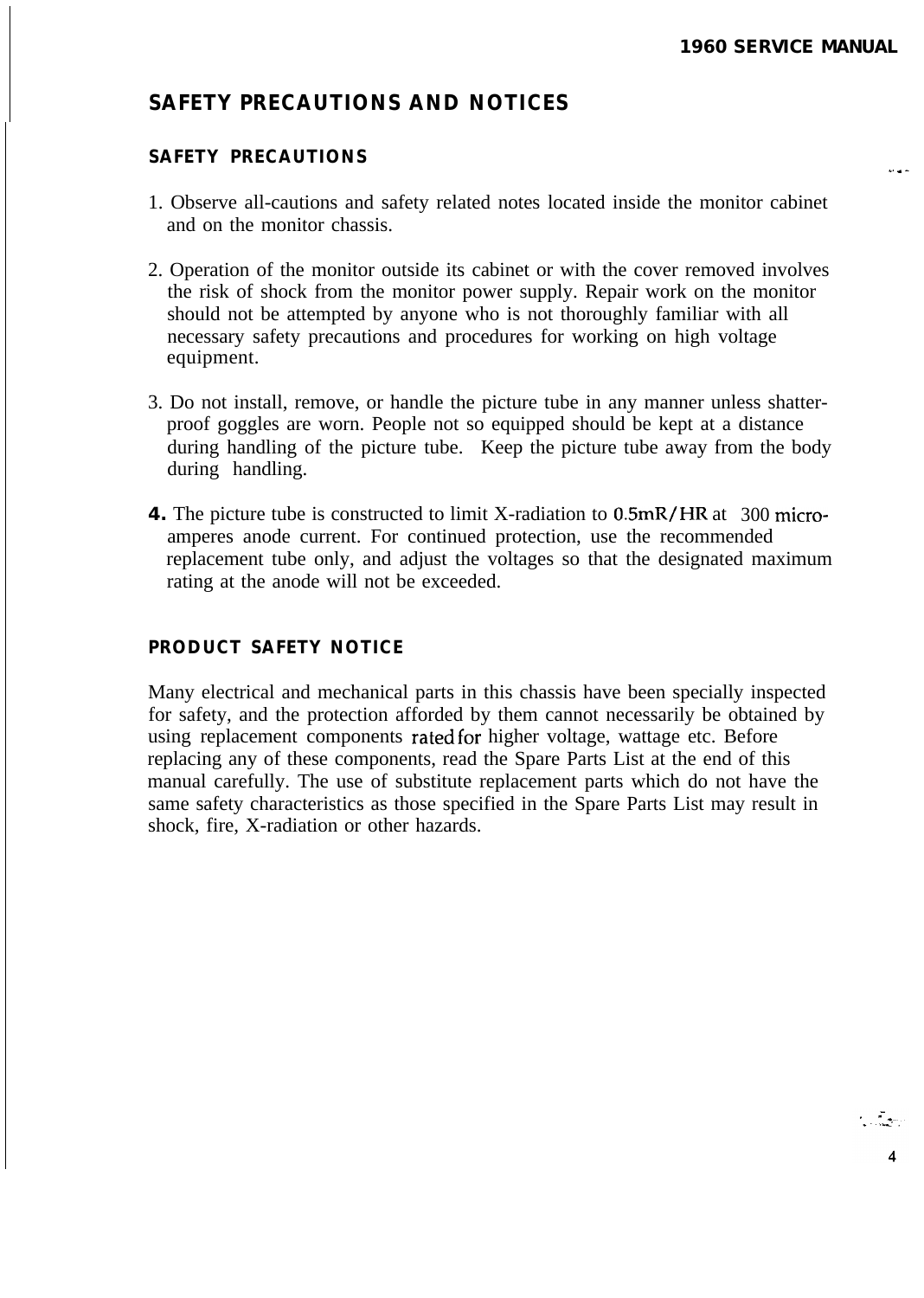## SAFETY PRECAUTIONS AND NOTICES

### SAFETY PRECAUTIONS

1. Observe all-cautions and safety related notes located inside the monitor cabinet and on the monitor chassis.

2. Operation of the monitor outside its cabinet or with the cover removed involves the risk of shock from the monitor power supply. Repair work on the monitor should not be attempted by anyone who is not thoroughly familiar with all necessary safety precautions and procedures for working on high voltage equipment.

3. Do not install, remove, or handle the picture tube in any manner unless shatter-proof goggles are worn. People not so equipped should be kept at a distance during handling of the picture tube. Keep the picture tube away from the body during handling.

4. The picture tube is constructed to limit X-radiation to 0.5mR/HR at 300 micro-amperes anode current. For continued protection, use the recommended replacement tube only, and adjust the voltages so that the designated maximum rating at the anode will not be exceeded.

### PRODUCT SAFETY NOTICE

Many electrical and mechanical parts in this chassis have been specially inspected for safety, and the protection afforded by them cannot necessarily be obtained by using replacement components rated for higher voltage, wattage etc. Before replacing any of these components, read the Spare Parts List at the end of this manual carefully. The use of substitute replacement parts which do not have the same safety characteristics as those specified in the Spare Parts List may result in shock, fire, X-radiation or other hazards.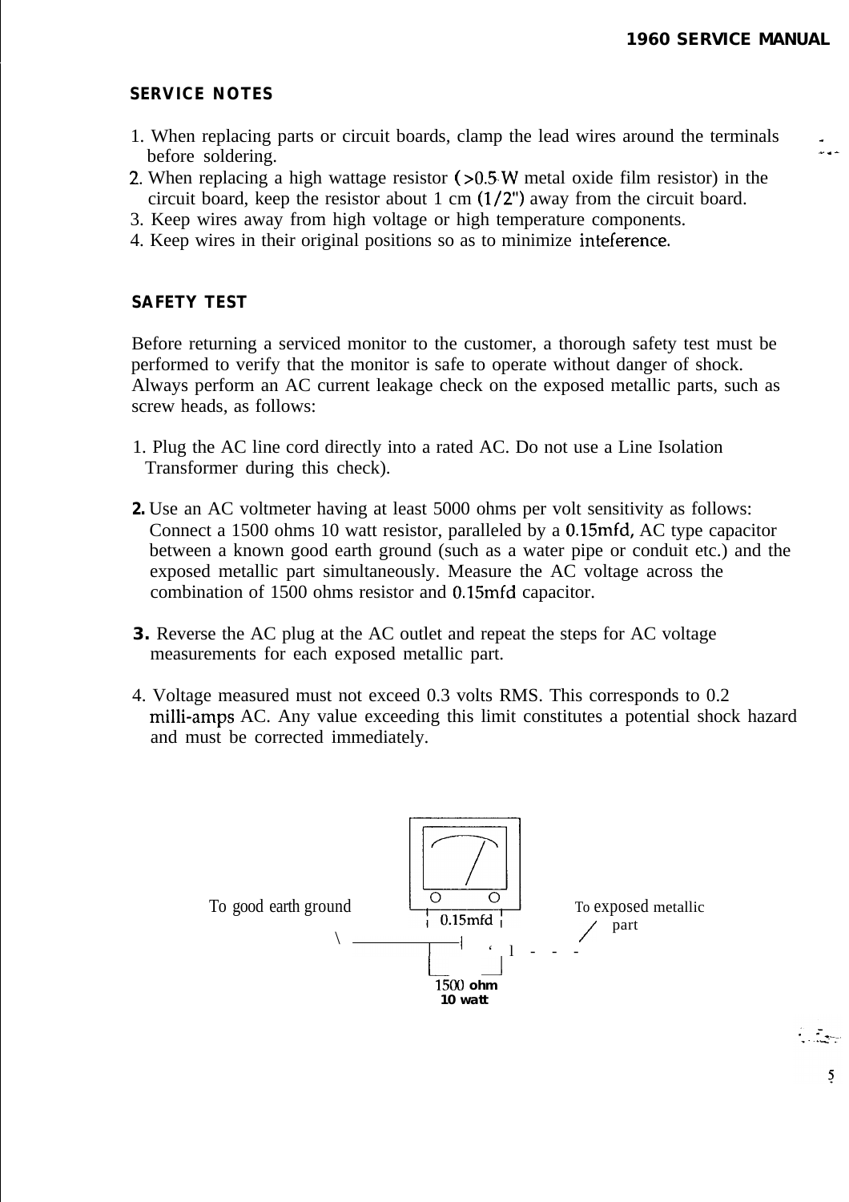## SERVICE NOTES

1. When replacing parts or circuit boards, clamp the lead wires around the terminals before soldering.
2. When replacing a high wattage resistor (>0.5 W metal oxide film resistor) in the circuit board, keep the resistor about 1 cm (1/2") away from the circuit board.
3. Keep wires away from high voltage or high temperature components.
4. Keep wires in their original positions so as to minimize inteference.

## SAFETY TEST

Before returning a serviced monitor to the customer, a thorough safety test must be performed to verify that the monitor is safe to operate without danger of shock. Always perform an AC current leakage check on the exposed metallic parts, such as screw heads, as follows:

1. Plug the AC line cord directly into a rated AC. Do not use a Line Isolation Transformer during this check).

2. Use an AC voltmeter having at least 5000 ohms per volt sensitivity as follows: Connect a 1500 ohms 10 watt resistor, paralleled by a 0.15mfd, AC type capacitor between a known good earth ground (such as a water pipe or conduit etc.) and the exposed metallic part simultaneously. Measure the AC voltage across the combination of 1500 ohms resistor and 0.15mfd capacitor.

3. Reverse the AC plug at the AC outlet and repeat the steps for AC voltage measurements for each exposed metallic part.

4. Voltage measured must not exceed 0.3 volts RMS. This corresponds to 0.2 milli-amps AC. Any value exceeding this limit constitutes a potential shock hazard and must be corrected immediately.

To good earth ground — 0.15mfd — To exposed metallic part

1500 ohm
10 watt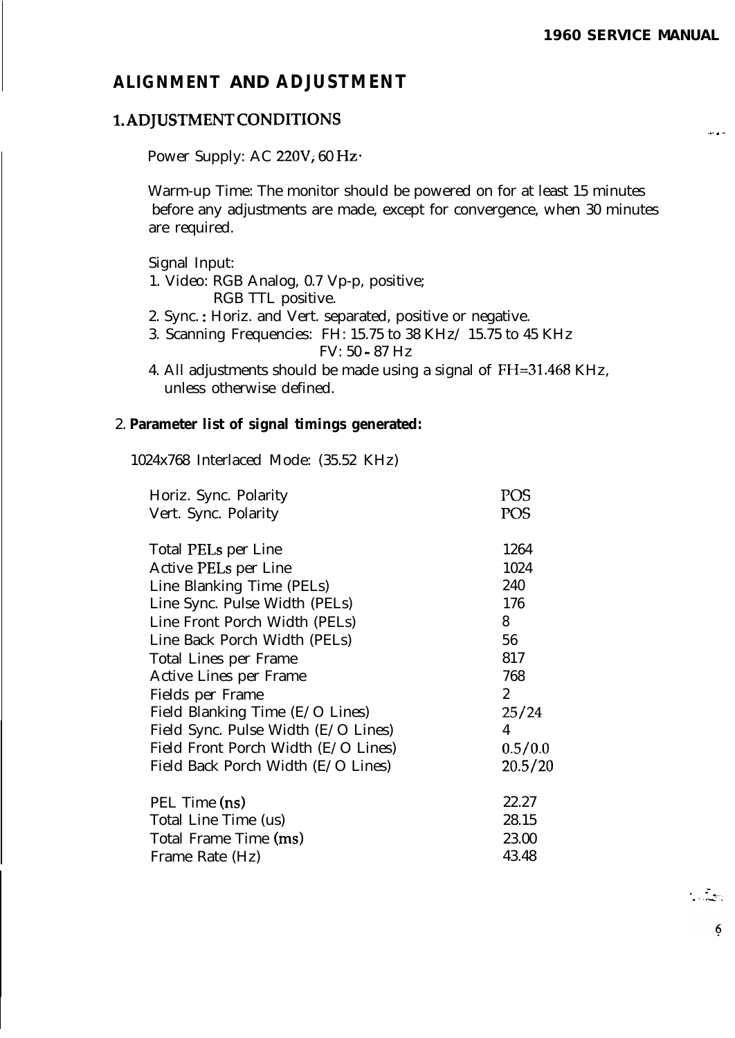## ALIGNMENT AND ADJUSTMENT

### 1. ADJUSTMENT CONDITIONS

Power Supply: AC 220V, 60 Hz.

Warm-up Time: The monitor should be powered on for at least 15 minutes before any adjustments are made, except for convergence, when 30 minutes are required.

Signal Input:

1. Video: RGB Analog, 0.7 Vp-p, positive;
   RGB TTL positive.
2. Sync.: Horiz. and Vert. separated, positive or negative.
3. Scanning Frequencies: FH: 15.75 to 38 KHz/ 15.75 to 45 KHz
   FV: 50 - 87 Hz
4. All adjustments should be made using a signal of FH=31.468 KHz, unless otherwise defined.

### 2. Parameter list of signal timings generated:

1024x768 Interlaced Mode: (35.52 KHz)

| Parameter | Value |
|---|---|
| Horiz. Sync. Polarity | POS |
| Vert. Sync. Polarity | POS |
| Total PELs per Line | 1264 |
| Active PELs per Line | 1024 |
| Line Blanking Time (PELs) | 240 |
| Line Sync. Pulse Width (PELs) | 176 |
| Line Front Porch Width (PELs) | 8 |
| Line Back Porch Width (PELs) | 56 |
| Total Lines per Frame | 817 |
| Active Lines per Frame | 768 |
| Fields per Frame | 2 |
| Field Blanking Time (E/O Lines) | 25/24 |
| Field Sync. Pulse Width (E/O Lines) | 4 |
| Field Front Porch Width (E/O Lines) | 0.5/0.0 |
| Field Back Porch Width (E/O Lines) | 20.5/20 |
| PEL Time (ns) | 22.27 |
| Total Line Time (us) | 28.15 |
| Total Frame Time (ms) | 23.00 |
| Frame Rate (Hz) | 43.48 |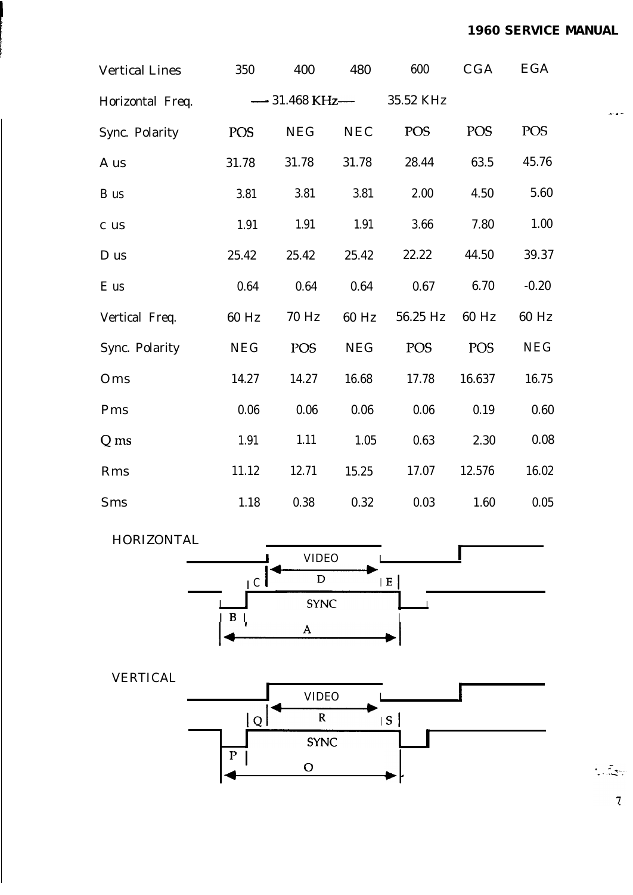| Vertical Lines | 350 | 400 | 480 | 600 | CGA | EGA |
|---|---|---|---|---|---|---|
| Horizontal Freq. | — 31.468 KHz— | | | 35.52 KHz | | |
| Sync. Polarity | POS | NEG | NEC | POS | POS | POS |
| A us | 31.78 | 31.78 | 31.78 | 28.44 | 63.5 | 45.76 |
| B us | 3.81 | 3.81 | 3.81 | 2.00 | 4.50 | 5.60 |
| c us | 1.91 | 1.91 | 1.91 | 3.66 | 7.80 | 1.00 |
| D us | 25.42 | 25.42 | 25.42 | 22.22 | 44.50 | 39.37 |
| E us | 0.64 | 0.64 | 0.64 | 0.67 | 6.70 | -0.20 |
| Vertical Freq. | 60 Hz | 70 Hz | 60 Hz | 56.25 Hz | 60 Hz | 60 Hz |
| Sync. Polarity | NEG | POS | NEG | POS | POS | NEG |
| Oms | 14.27 | 14.27 | 16.68 | 17.78 | 16.637 | 16.75 |
| Pms | 0.06 | 0.06 | 0.06 | 0.06 | 0.19 | 0.60 |
| Q ms | 1.91 | 1.11 | 1.05 | 0.63 | 2.30 | 0.08 |
| Rms | 11.12 | 12.71 | 15.25 | 17.07 | 12.576 | 16.02 |
| Sms | 1.18 | 0.38 | 0.32 | 0.03 | 1.60 | 0.05 |

HORIZONTAL

VIDEO

C D E

SYNC

B A

VERTICAL

VIDEO

Q R S

SYNC

P O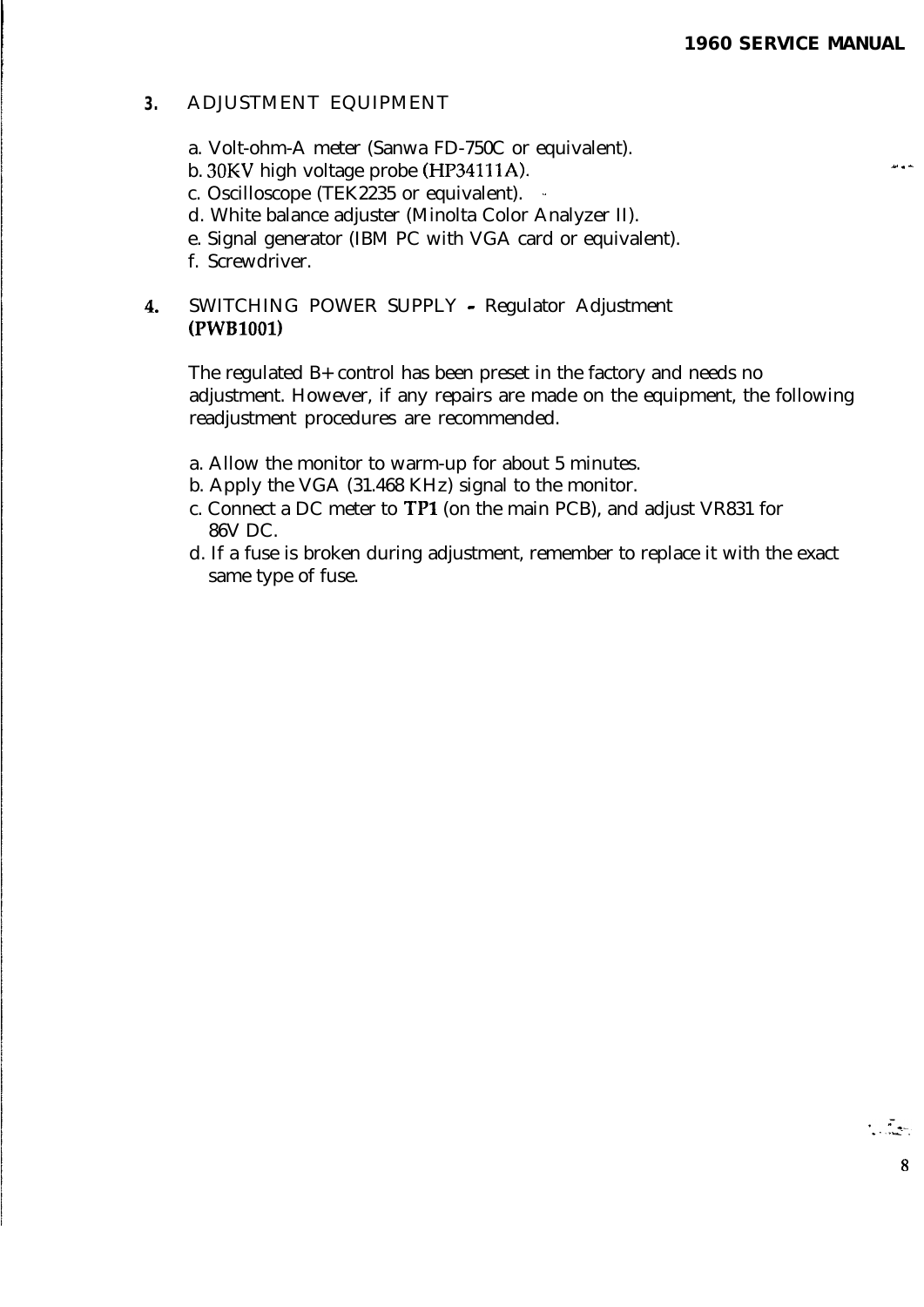## 3. ADJUSTMENT EQUIPMENT

a. Volt-ohm-A meter (Sanwa FD-750C or equivalent).
b. 30KV high voltage probe (HP34111A).
c. Oscilloscope (TEK2235 or equivalent).
d. White balance adjuster (Minolta Color Analyzer II).
e. Signal generator (IBM PC with VGA card or equivalent).
f. Screwdriver.

## 4. SWITCHING POWER SUPPLY - Regulator Adjustment (PWB1001)

The regulated B+ control has been preset in the factory and needs no adjustment. However, if any repairs are made on the equipment, the following readjustment procedures are recommended.

a. Allow the monitor to warm-up for about 5 minutes.
b. Apply the VGA (31.468 KHz) signal to the monitor.
c. Connect a DC meter to TP1 (on the main PCB), and adjust VR831 for 86V DC.
d. If a fuse is broken during adjustment, remember to replace it with the exact same type of fuse.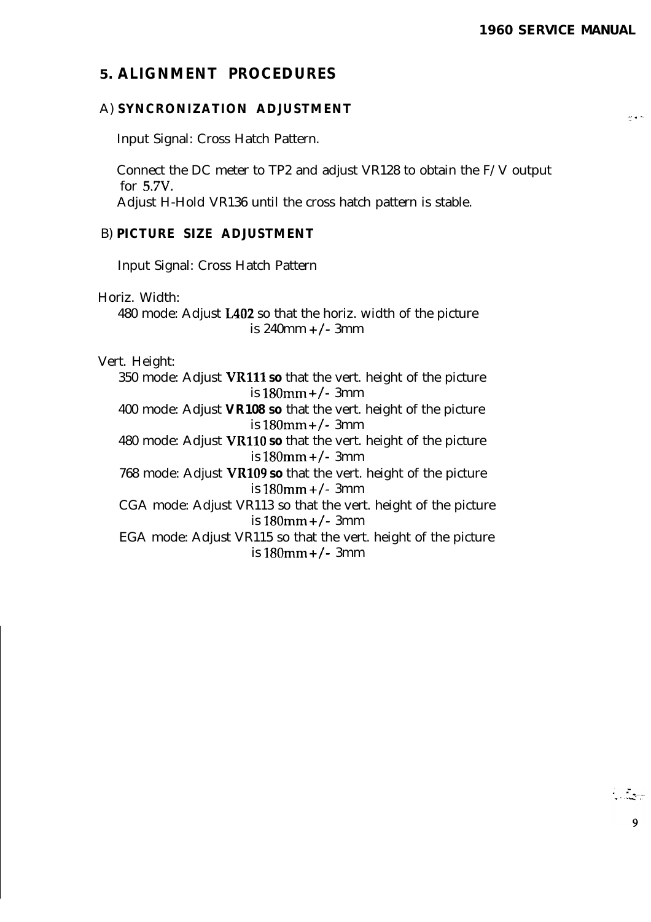## 5. ALIGNMENT PROCEDURES

### A) SYNCRONIZATION ADJUSTMENT

Input Signal: Cross Hatch Pattern.

Connect the DC meter to TP2 and adjust VR128 to obtain the F/V output for 5.7V.
Adjust H-Hold VR136 until the cross hatch pattern is stable.

### B) PICTURE SIZE ADJUSTMENT

Input Signal: Cross Hatch Pattern

Horiz. Width:
480 mode: Adjust **L402** so that the horiz. width of the picture is 240mm +/- 3mm

Vert. Height:
350 mode: Adjust **VR111 so** that the vert. height of the picture is 180mm +/- 3mm
400 mode: Adjust **VR108 so** that the vert. height of the picture is 180mm +/- 3mm
480 mode: Adjust **VR110 so** that the vert. height of the picture is 180mm +/- 3mm
768 mode: Adjust **VR109 so** that the vert. height of the picture is 180mm +/- 3mm
CGA mode: Adjust VR113 so that the vert. height of the picture is 180mm +/- 3mm
EGA mode: Adjust VR115 so that the vert. height of the picture is 180mm +/- 3mm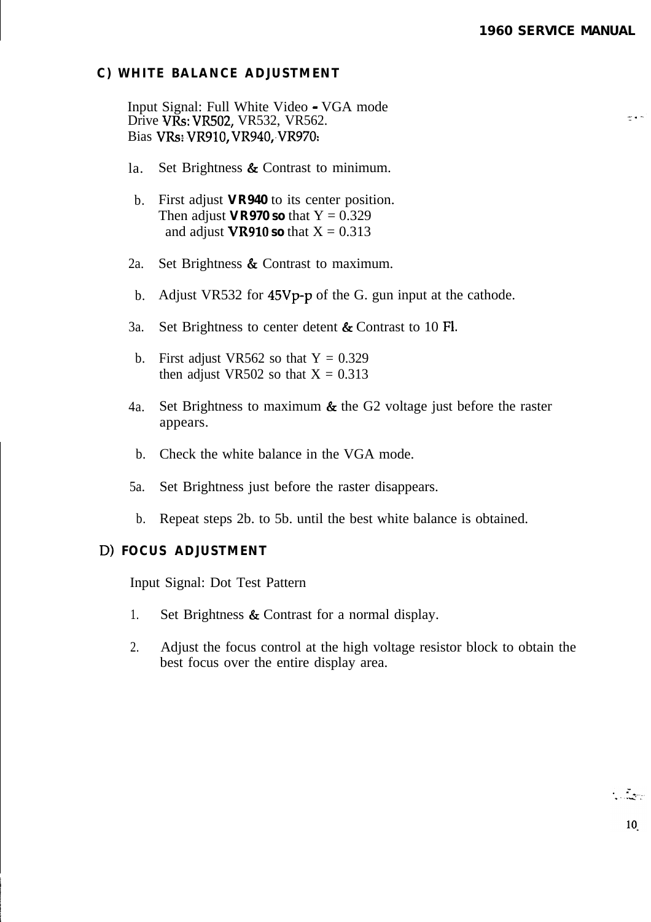## C) WHITE BALANCE ADJUSTMENT

Input Signal: Full White Video - VGA mode
Drive VRs: VR502, VR532, VR562.
Bias VRs: VR910, VR940, VR970.

1a. Set Brightness & Contrast to minimum.

b. First adjust **VR940** to its center position.
Then adjust **VR970 so** that Y = 0.329
and adjust **VR910 so** that X = 0.313

2a. Set Brightness & Contrast to maximum.

b. Adjust VR532 for 45Vp-p of the G. gun input at the cathode.

3a. Set Brightness to center detent & Contrast to 10 Fl.

b. First adjust VR562 so that Y = 0.329
then adjust VR502 so that X = 0.313

4a. Set Brightness to maximum & the G2 voltage just before the raster appears.

b. Check the white balance in the VGA mode.

5a. Set Brightness just before the raster disappears.

b. Repeat steps 2b. to 5b. until the best white balance is obtained.

## D) FOCUS ADJUSTMENT

Input Signal: Dot Test Pattern

1. Set Brightness & Contrast for a normal display.

2. Adjust the focus control at the high voltage resistor block to obtain the best focus over the entire display area.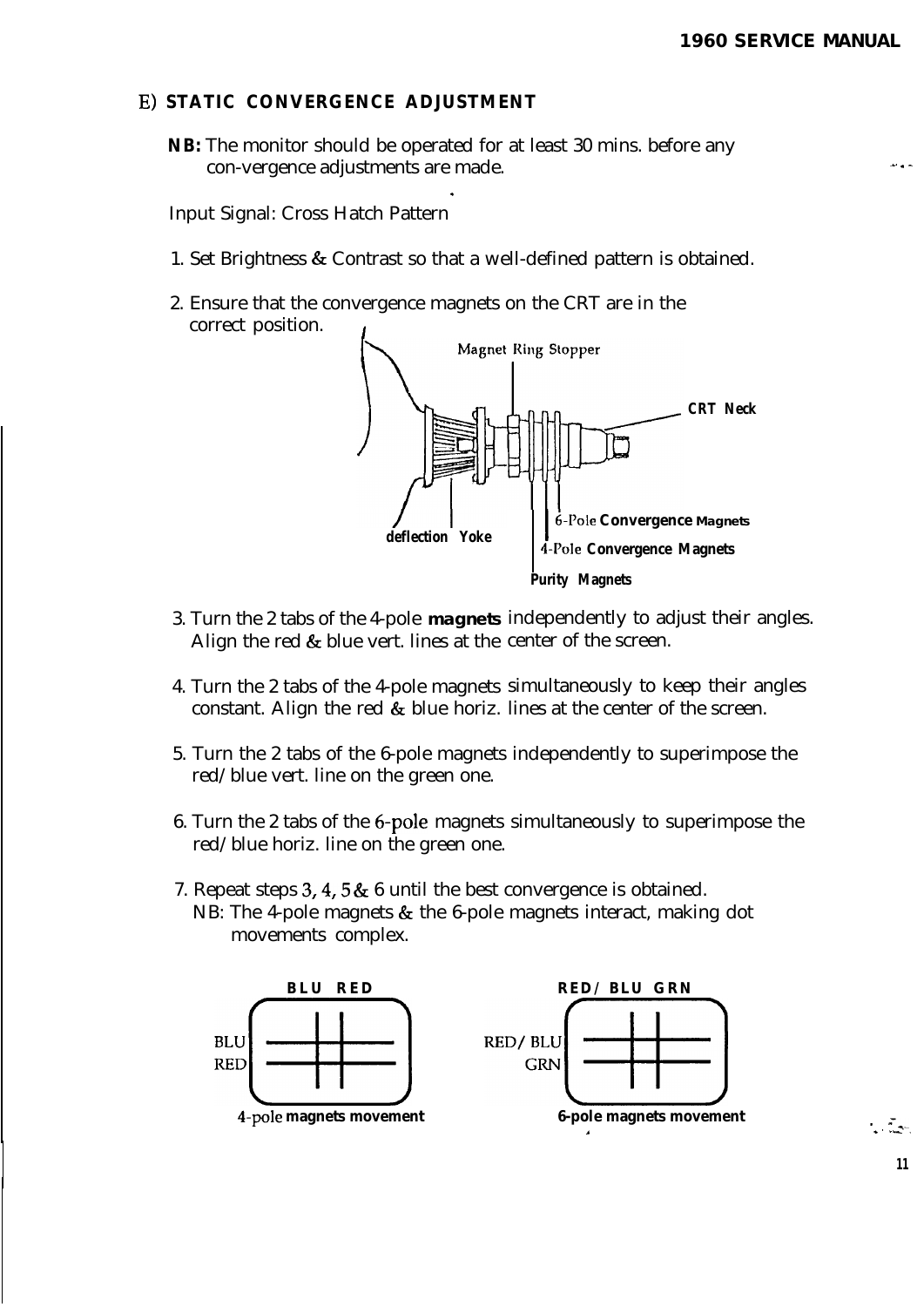## E) STATIC CONVERGENCE ADJUSTMENT

**NB:** The monitor should be operated for at least 30 mins. before any con-vergence adjustments are made.

Input Signal: Cross Hatch Pattern

1. Set Brightness & Contrast so that a well-defined pattern is obtained.

2. Ensure that the convergence magnets on the CRT are in the correct position.

Magnet Ring Stopper

CRT Neck

deflection Yoke

6-Pole Convergence Magnets

4-Pole Convergence Magnets

Purity Magnets

3. Turn the 2 tabs of the 4-pole **magnets** independently to adjust their angles. Align the red & blue vert. lines at the center of the screen.

4. Turn the 2 tabs of the 4-pole magnets simultaneously to keep their angles constant. Align the red & blue horiz. lines at the center of the screen.

5. Turn the 2 tabs of the 6-pole magnets independently to superimpose the red/blue vert. line on the green one.

6. Turn the 2 tabs of the 6-pole magnets simultaneously to superimpose the red/blue horiz. line on the green one.

7. Repeat steps 3, 4, 5 & 6 until the best convergence is obtained.
   NB: The 4-pole magnets & the 6-pole magnets interact, making dot movements complex.

BLU RED

BLU
RED

4-pole magnets movement

RED/BLU GRN

RED/BLU
GRN

6-pole magnets movement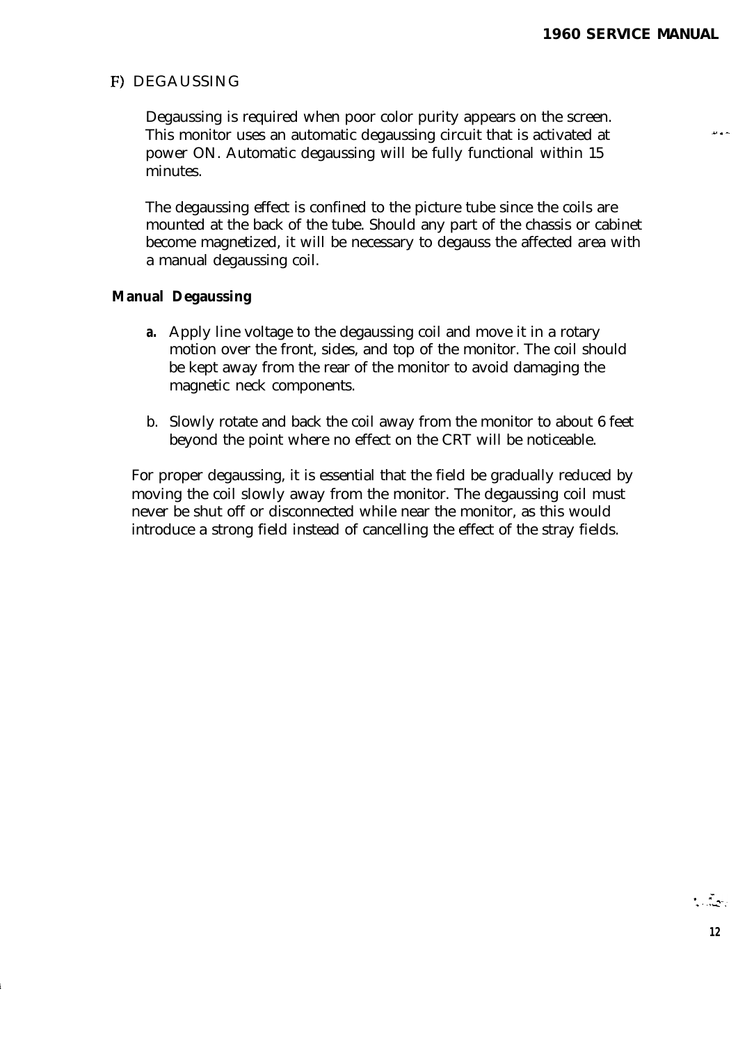## F) DEGAUSSING

Degaussing is required when poor color purity appears on the screen. This monitor uses an automatic degaussing circuit that is activated at power ON. Automatic degaussing will be fully functional within 15 minutes.

The degaussing effect is confined to the picture tube since the coils are mounted at the back of the tube. Should any part of the chassis or cabinet become magnetized, it will be necessary to degauss the affected area with a manual degaussing coil.

### Manual Degaussing

**a.** Apply line voltage to the degaussing coil and move it in a rotary motion over the front, sides, and top of the monitor. The coil should be kept away from the rear of the monitor to avoid damaging the magnetic neck components.

b. Slowly rotate and back the coil away from the monitor to about 6 feet beyond the point where no effect on the CRT will be noticeable.

For proper degaussing, it is essential that the field be gradually reduced by moving the coil slowly away from the monitor. The degaussing coil must never be shut off or disconnected while near the monitor, as this would introduce a strong field instead of cancelling the effect of the stray fields.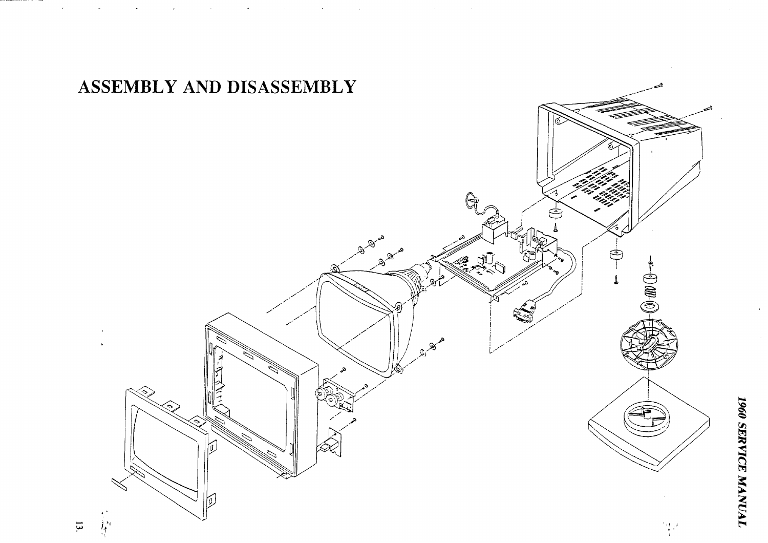# ASSEMBLY AND DISASSEMBLY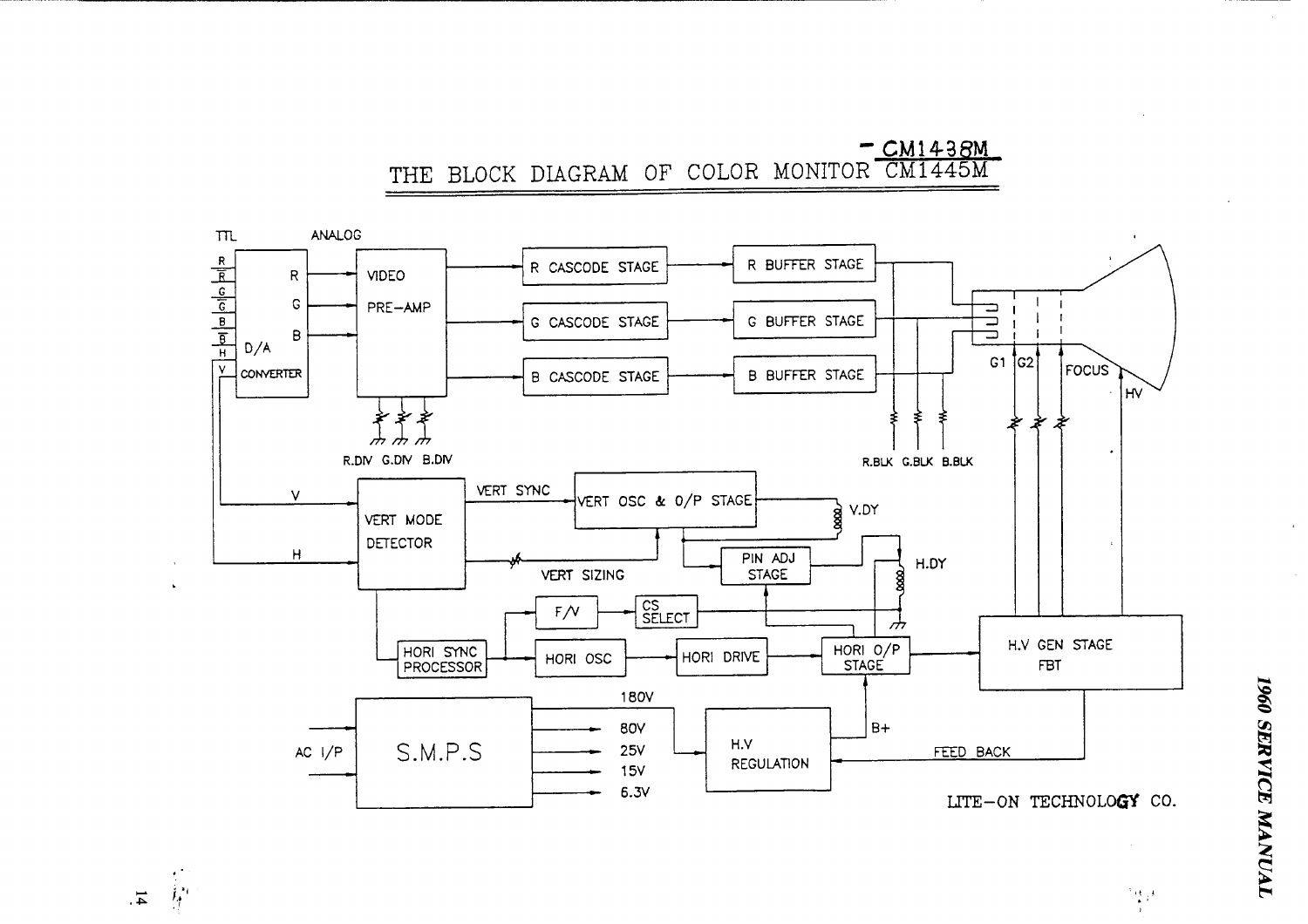# THE BLOCK DIAGRAM OF COLOR MONITOR CM1438M / CM1445M

TTL    ANALOG

R, $\overline{R}$, G, $\overline{G}$, B, $\overline{B}$, H, V → D/A CONVERTER → R, G, B → VIDEO PRE-AMP

VIDEO PRE-AMP → R CASCODE STAGE → R BUFFER STAGE

VIDEO PRE-AMP → G CASCODE STAGE → G BUFFER STAGE

VIDEO PRE-AMP → B CASCODE STAGE → B BUFFER STAGE

R.DIV G.DIV B.DIV

R.BLK G.BLK B.BLK

G1 G2 FOCUS HV

V, H → VERT MODE DETECTOR → VERT SYNC → VERT OSC & O/P STAGE → V.DY

VERT SIZING

PIN ADJ STAGE → H.DY

F/V → CS SELECT

HORI SYNC PROCESSOR → HORI OSC → HORI DRIVE → HORI O/P STAGE → H.V GEN STAGE FBT

AC I/P → S.M.P.S → 180V, 80V, 25V, 15V, 6.3V

H.V REGULATION → B+

FEED BACK

LITE-ON TECHNOLOGY CO.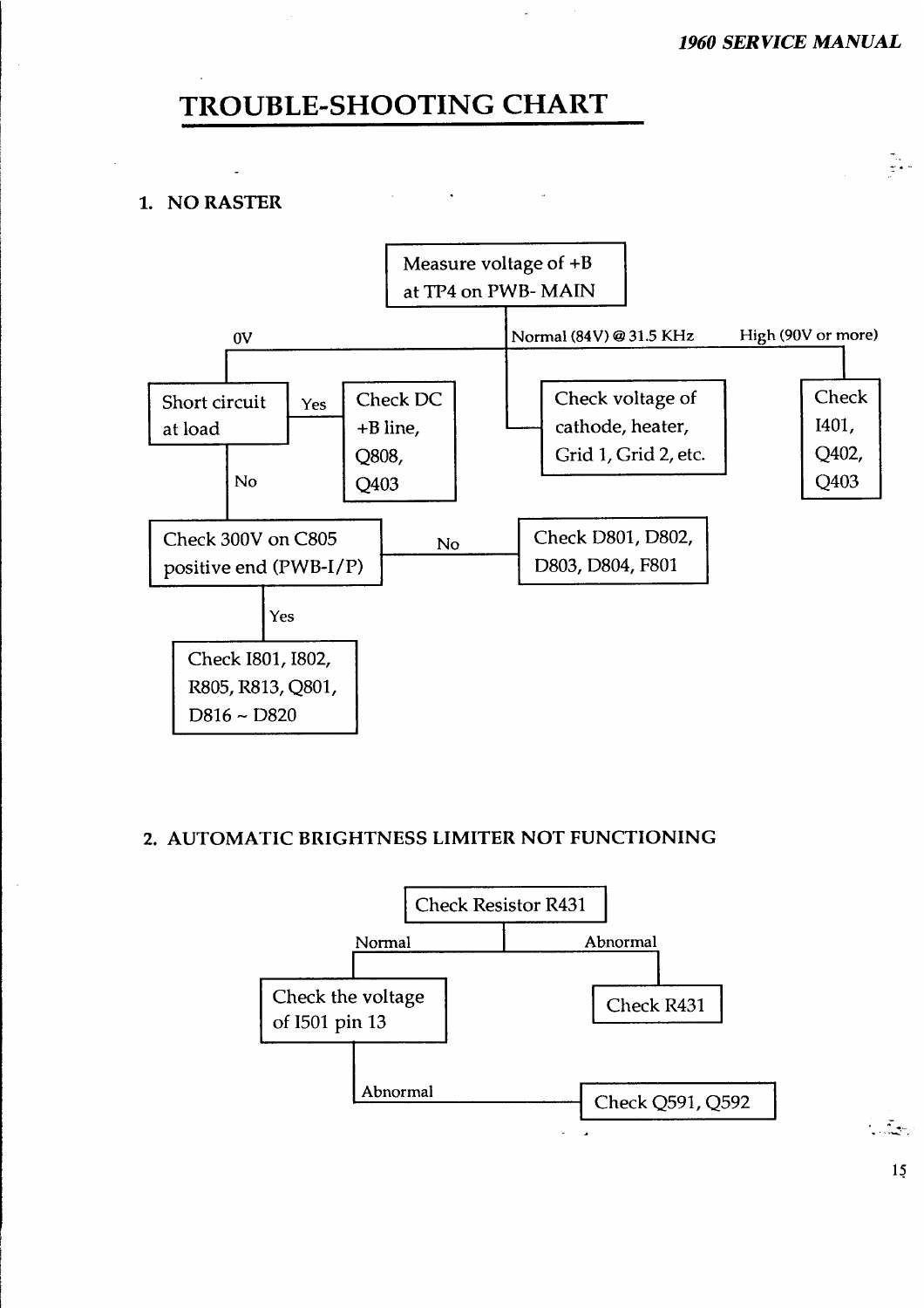# TROUBLE-SHOOTING CHART

## 1. NO RASTER

- **Measure voltage of +B at TP4 on PWB- MAIN**
  - **0V** → Short circuit at load
    - **Yes** → Check DC +B line, Q808, Q403
    - **No** → Check 300V on C805 positive end (PWB-I/P)
      - **No** → Check D801, D802, D803, D804, F801
      - **Yes** → Check I801, I802, R805, R813, Q801, D816 ~ D820
  - **Normal (84V) @ 31.5 KHz** → Check voltage of cathode, heater, Grid 1, Grid 2, etc.
  - **High (90V or more)** → Check I401, Q402, Q403

## 2. AUTOMATIC BRIGHTNESS LIMITER NOT FUNCTIONING

- **Check Resistor R431**
  - **Normal** → Check the voltage of I501 pin 13
    - **Abnormal** → Check Q591, Q592
  - **Abnormal** → Check R431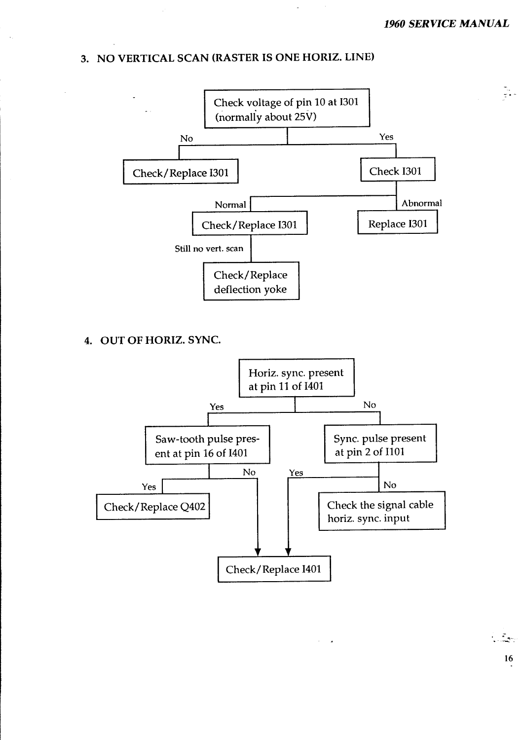## 3. NO VERTICAL SCAN (RASTER IS ONE HORIZ. LINE)

- Check voltage of pin 10 at I301 (normally about 25V)
  - No → Check/Replace I301
  - Yes → Check I301
    - Abnormal → Replace I301
    - Normal → Check/Replace I301
      - Still no vert. scan → Check/Replace deflection yoke

## 4. OUT OF HORIZ. SYNC.

- Horiz. sync. present at pin 11 of I401
  - Yes → Saw-tooth pulse present at pin 16 of I401
    - Yes → Check/Replace Q402
    - No → Check/Replace I401
  - No → Sync. pulse present at pin 2 of I101
    - Yes → Check/Replace I401
    - No → Check the signal cable horiz. sync. input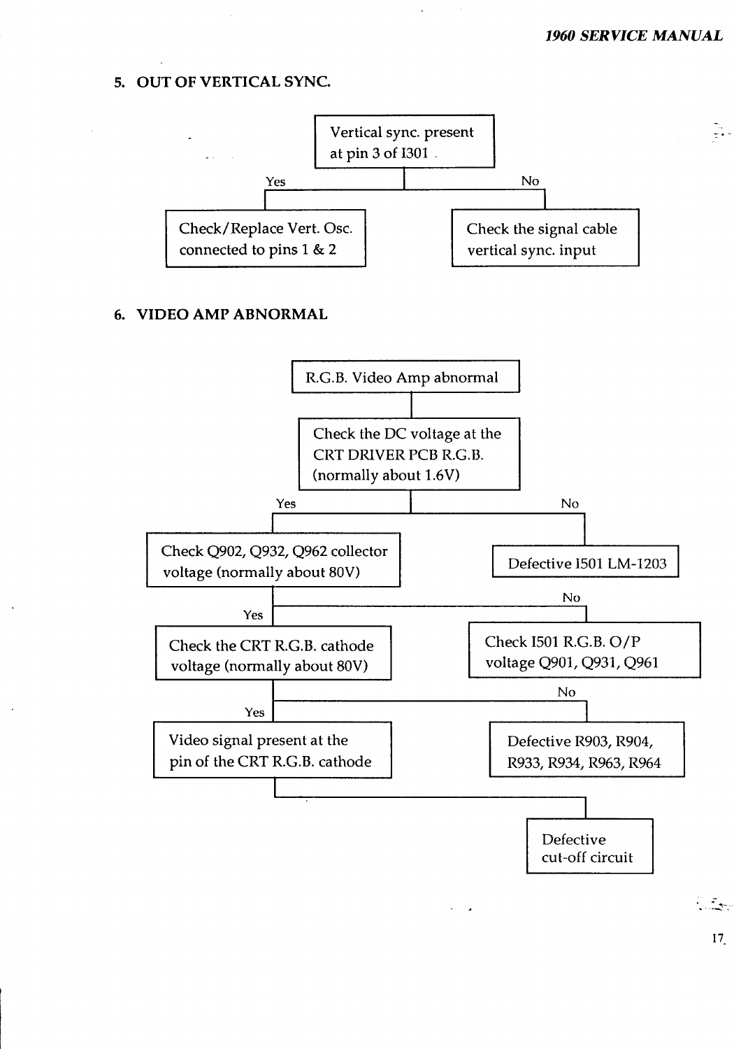## 5. OUT OF VERTICAL SYNC.

- Vertical sync. present at pin 3 of I301
  - Yes → Check/Replace Vert. Osc. connected to pins 1 & 2
  - No → Check the signal cable vertical sync. input

## 6. VIDEO AMP ABNORMAL

- R.G.B. Video Amp abnormal
  - Check the DC voltage at the CRT DRIVER PCB R.G.B. (normally about 1.6V)
    - No → Defective I501 LM-1203
    - Yes → Check Q902, Q932, Q962 collector voltage (normally about 80V)
      - No → Check I501 R.G.B. O/P voltage Q901, Q931, Q961
      - Yes → Check the CRT R.G.B. cathode voltage (normally about 80V)
        - No → Defective R903, R904, R933, R934, R963, R964
        - Yes → Video signal present at the pin of the CRT R.G.B. cathode
          - → Defective cut-off circuit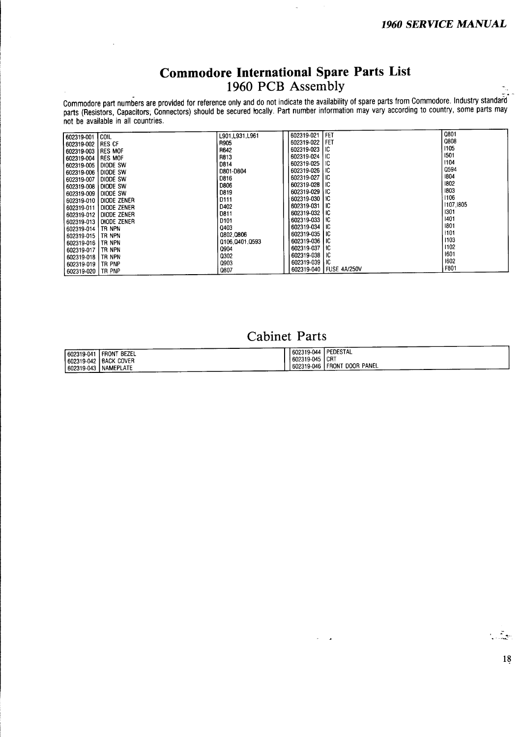# Commodore International Spare Parts List

## 1960 PCB Assembly

Commodore part numbers are provided for reference only and do not indicate the availability of spare parts from Commodore. Industry standard parts (Resistors, Capacitors, Connectors) should be secured locally. Part number information may vary according to country, some parts may not be available in all countries.

| Part No. | Description | Location | Part No. | Description | Location |
|---|---|---|---|---|---|
| 602319-001 | COIL | L901,L931,L961 | 602319-021 | FET | Q801 |
| 602319-002 | RES CF | R905 | 602319-022 | FET | Q808 |
| 602319-003 | RES MOF | R642 | 602319-023 | IC | I105 |
| 602319-004 | RES MOF | R813 | 602319-024 | IC | I501 |
| 602319-005 | DIODE SW | D814 | 602319-025 | IC | I104 |
| 602319-006 | DIODE SW | D801-D804 | 602319-026 | IC | Q594 |
| 602319-007 | DIODE SW | D816 | 602319-027 | IC | I804 |
| 602319-008 | DIODE SW | D806 | 602319-028 | IC | I802 |
| 602319-009 | DIODE SW | D819 | 602319-029 | IC | I803 |
| 602319-010 | DIODE ZENER | D111 | 602319-030 | IC | I106 |
| 602319-011 | DIODE ZENER | D402 | 602319-031 | IC | I107,I805 |
| 602319-012 | DIODE ZENER | D811 | 602319-032 | IC | I301 |
| 602319-013 | DIODE ZENER | D101 | 602319-033 | IC | I401 |
| 602319-014 | TR NPN | Q403 | 602319-034 | IC | I801 |
| 602319-015 | TR NPN | Q802,Q806 | 602319-035 | IC | I101 |
| 602319-016 | TR NPN | Q106,Q401,Q593 | 602319-036 | IC | I103 |
| 602319-017 | TR NPN | Q904 | 602319-037 | IC | I102 |
| 602319-018 | TR NPN | Q302 | 602319-038 | IC | I601 |
| 602319-019 | TR PNP | Q903 | 602319-039 | IC | I602 |
| 602319-020 | TR PNP | Q807 | 602319-040 | FUSE 4A/250V | F801 |

## Cabinet Parts

| Part No. | Description | Part No. | Description |
|---|---|---|---|
| 602319-041 | FRONT BEZEL | 602319-044 | PEDESTAL |
| 602319-042 | BACK COVER | 602319-045 | CRT |
| 602319-043 | NAMEPLATE | 602319-046 | FRONT DOOR PANEL |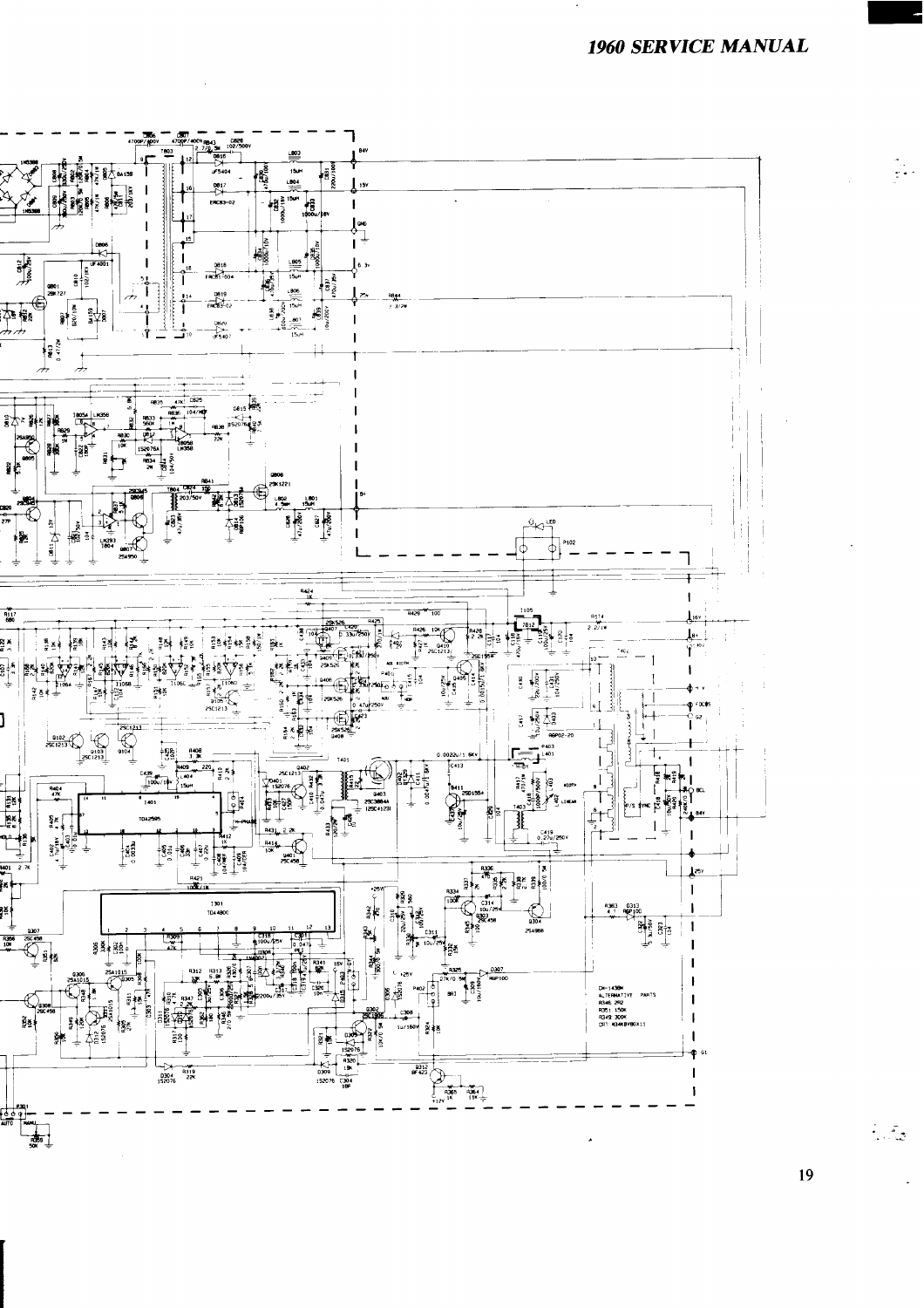CH-1438K
ALTERNATIVE PARTS
R346 2K2
R351 150K
R349 300K
CRT M34KBY80X11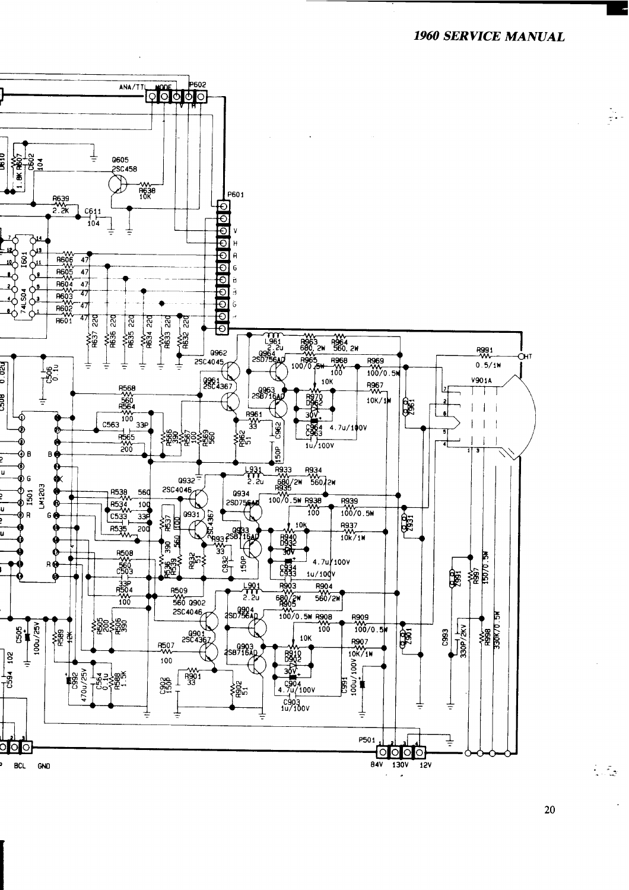# 1960 SERVICE MANUAL

ANA/TTL MODE P602 V H

Q605 2SC458 R638 10K

R639 2.2K C611 104

P601 V H R G B B G

I601 74LS04

R606 47 R605 47 R604 47 R603 47 R602 47 R601 47

R637 220 R636 220 R635 220 R634 220 R633 220 R632 220

C506 0.1u

Q962 2SC4045 Q961 2SC4367 Q964 2SD756AD Q963 2SB716AD

L961 2.2u R963 680, 2W R964 560, 2W R965 100/0.5W R968 100 R969 100/0.5W R967 10K/1W R970 10K D962 30V R961 33 R962 51 C962 150P C964 4.7u/100V C963 1u/100V

R991 0.5/1W HT V901A Z961

R568 560 R564 100 C563 33P R565 200 R566 390 R567 100 R569 560

I501 LM1203 B G R

Q932 2SC4046 Q931 2SC4367 Q934 2SD756AD Q933 2SB716AD

L931 2.2u R933 680/2W R934 560/2W R935 100/0.5W R938 100 R939 100/0.5W R937 10K/1W R940 10K D932 30V R931 33 R932 51 C932 150P C934 4.7u/100V C933 1u/100V Z931

R538 560 R534 100 C533 33P R535 200 R537 100 R536 390 R539 560

R508 560 C503 33P R504 100 R509 560 R505 200 R506 390 R507 100

Q902 2SC4046 Q901 2SC4367 Q904 2SD756AD Q903 2SB716AD

L901 2.2u R903 680/2W R904 560/2W R905 100/0.5W R908 100 R909 100/0.5W R907 10K/1W R910 10K D902 30V R901 33 R902 51 C902 150P C904 4.7u/100V C903 1u/100V C991 100u/100V Z901

Z991 R997 150/0.5W C993 330P/2KV R998 330K/0.5W

C505 100u/25V C594 102 R589 12K C592 470u/25V C564 0.1u R588 1.5K

P501 84V 130V 12V

BCL GND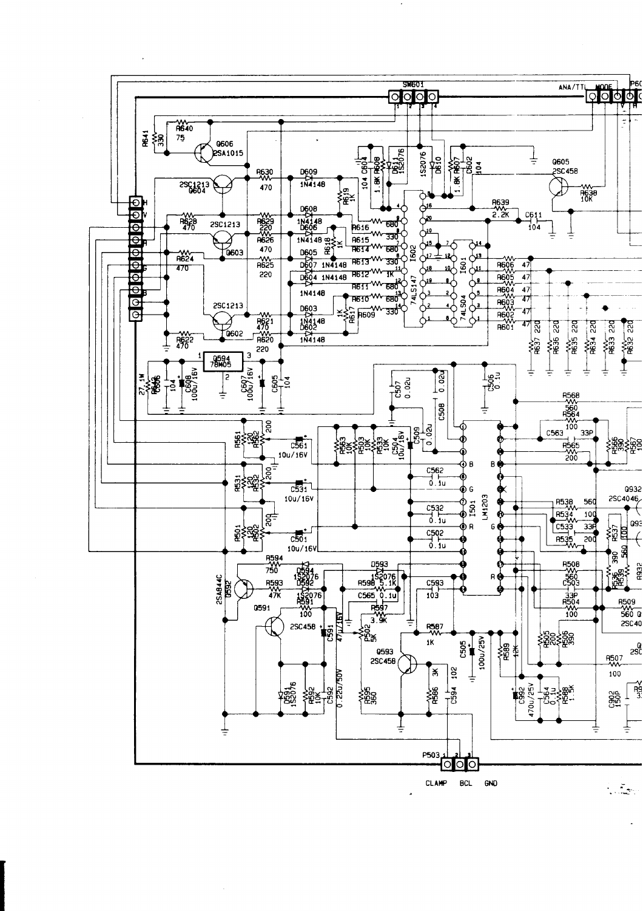SW601

ANA/TTL MODE

P60

H
V
R
G
B

R641 330
R640 75
Q606 2SA1015
2SC1213 Q604
R630 470
D609 1N4148
R619 1K
D608 1N4148
R628 470
2SC1213 Q603
R629 220
R626 470
D606 1N4148
R618 1K
R624 470
R625 220
D605 1N4148
D607 1N4148
D604 1N4148
D603 1N4148
D602 1N4148
2SC1213 Q602
R621 470
R620 220
R622 470
R617 1K
R609 330
R616 680
R615 330
R614 680
R613 330
R612 1K
R611 680
R610 680

C604 104
R608 1.8K
D611 1S2076
1S2076 D610
R607 1.8K
C602 104

I602 74LS147
I601 74LS04

Q605 2SC458
R638 10K
R639 2.2K
C611 104

R606 47
R605 47
R604 47
R603 47
R602 47
R601 47
R637 220
R636 220
R635 220
R634 220
R633 220
R632 220

Q594 78M05
R642 27.1W
C606 104
C608 100u/16V
C607 100u/16V
C605 104

C507 0.02u
C508 0.02u
C506 0.1u
C509 0.02u

R561 120
R562 200
C561 10u/16V
R563 10K
R503 10K
R533 10K
C504 10u/16V
R531 120
R532 200
C531 10u/16V
R501 120
R502 200
C501 10u/16V
C562 0.1u
C532 0.1u
C502 0.1u

I501 LM1203

R568 560
R564 100
C563 33P
R565 200
R566 390
R567 100
R538 560
R534 100
C533 33P
R535 200
R537 100
R536 390
R539 560
Q932 2SC4046
R508 560
C503 33P
R504 100
R509 560
R505 200
R506 390
R507 100
C902 150P

2SA844C Q592
R594 750
D594 1S2076
R593 47K
D592 1S2076
R591 100
D593 1S2076
R598 5.1K
C593 103
C565 0.1u
R597 3.9K
Q591 2SC458
C591 47u/16V
P502 5K
R587 1K
C505 100u/25V
R589 12K
Q593 2SC458
D591 1S2076
R592 10K
C592 0.22u/50V
R595 360
R586 3K
C594 102
C992 470u/25V
C564 0.1u
R588 1.5K

P503

CLAMP BCL GND